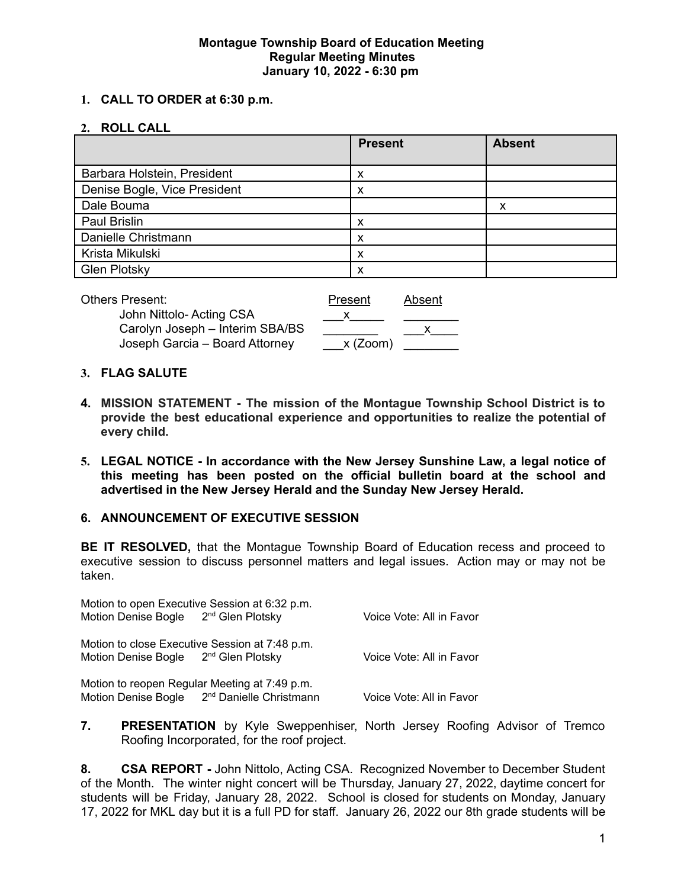**Montague Township Board of Education Meeting**
**Regular Meeting Minutes**
**January 10, 2022 - 6:30 pm**

1. **CALL TO ORDER at 6:30 p.m.**

2. **ROLL CALL**

| | Present | Absent |
|---|---|---|
| Barbara Holstein, President | x | |
| Denise Bogle, Vice President | x | |
| Dale Bouma | | x |
| Paul Brislin | x | |
| Danielle Christmann | x | |
| Krista Mikulski | x | |
| Glen Plotsky | x | |

| Others Present: | Present | Absent |
|---|---|---|
| John Nittolo- Acting CSA | x | |
| Carolyn Joseph – Interim SBA/BS | | x |
| Joseph Garcia – Board Attorney | x (Zoom) | |

3. **FLAG SALUTE**

4. **MISSION STATEMENT - The mission of the Montague Township School District is to provide the best educational experience and opportunities to realize the potential of every child.**

5. **LEGAL NOTICE - In accordance with the New Jersey Sunshine Law, a legal notice of this meeting has been posted on the official bulletin board at the school and advertised in the New Jersey Herald and the Sunday New Jersey Herald.**

6. **ANNOUNCEMENT OF EXECUTIVE SESSION**

**BE IT RESOLVED,** that the Montague Township Board of Education recess and proceed to executive session to discuss personnel matters and legal issues. Action may or may not be taken.

Motion to open Executive Session at 6:32 p.m.
Motion Denise Bogle 2nd Glen Plotsky Voice Vote: All in Favor

Motion to close Executive Session at 7:48 p.m.
Motion Denise Bogle 2nd Glen Plotsky Voice Vote: All in Favor

Motion to reopen Regular Meeting at 7:49 p.m.
Motion Denise Bogle 2nd Danielle Christmann Voice Vote: All in Favor

7. **PRESENTATION** by Kyle Sweppenhiser, North Jersey Roofing Advisor of Tremco Roofing Incorporated, for the roof project.

8. **CSA REPORT -** John Nittolo, Acting CSA. Recognized November to December Student of the Month. The winter night concert will be Thursday, January 27, 2022, daytime concert for students will be Friday, January 28, 2022. School is closed for students on Monday, January 17, 2022 for MKL day but it is a full PD for staff. January 26, 2022 our 8th grade students will be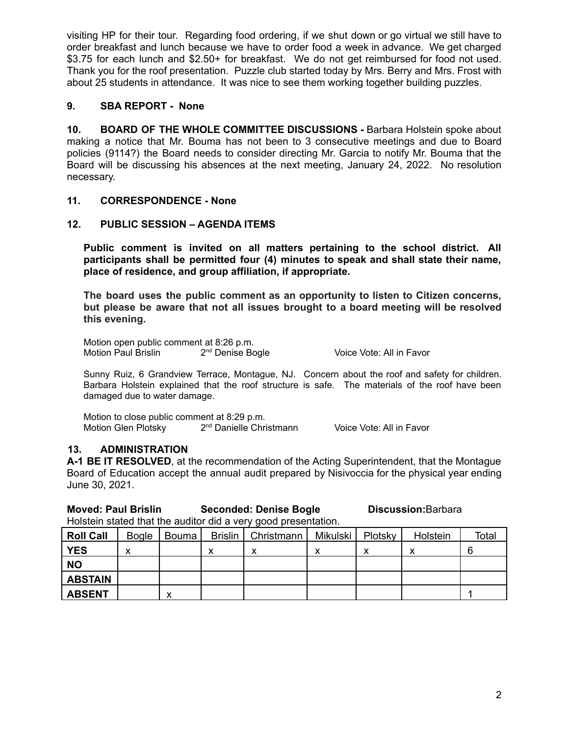visiting HP for their tour. Regarding food ordering, if we shut down or go virtual we still have to order breakfast and lunch because we have to order food a week in advance. We get charged $3.75 for each lunch and $2.50+ for breakfast. We do not get reimbursed for food not used. Thank you for the roof presentation. Puzzle club started today by Mrs. Berry and Mrs. Frost with about 25 students in attendance. It was nice to see them working together building puzzles.

**9. SBA REPORT - None**

**10. BOARD OF THE WHOLE COMMITTEE DISCUSSIONS -** Barbara Holstein spoke about making a notice that Mr. Bouma has not been to 3 consecutive meetings and due to Board policies (9114?) the Board needs to consider directing Mr. Garcia to notify Mr. Bouma that the Board will be discussing his absences at the next meeting, January 24, 2022. No resolution necessary.

**11. CORRESPONDENCE - None**

**12. PUBLIC SESSION – AGENDA ITEMS**

**Public comment is invited on all matters pertaining to the school district. All participants shall be permitted four (4) minutes to speak and shall state their name, place of residence, and group affiliation, if appropriate.**

**The board uses the public comment as an opportunity to listen to Citizen concerns, but please be aware that not all issues brought to a board meeting will be resolved this evening.**

Motion open public comment at 8:26 p.m.
Motion Paul Brislin 2nd Denise Bogle Voice Vote: All in Favor

Sunny Ruiz, 6 Grandview Terrace, Montague, NJ. Concern about the roof and safety for children. Barbara Holstein explained that the roof structure is safe. The materials of the roof have been damaged due to water damage.

Motion to close public comment at 8:29 p.m.
Motion Glen Plotsky 2nd Danielle Christmann Voice Vote: All in Favor

**13. ADMINISTRATION**

**A-1 BE IT RESOLVED**, at the recommendation of the Acting Superintendent, that the Montague Board of Education accept the annual audit prepared by Nisivoccia for the physical year ending June 30, 2021.

**Moved: Paul Brislin** **Seconded: Denise Bogle** **Discussion:** Barbara Holstein stated that the auditor did a very good presentation.

| Roll Call | Bogle | Bouma | Brislin | Christmann | Mikulski | Plotsky | Holstein | Total |
|---|---|---|---|---|---|---|---|---|
| YES | x | | x | x | x | x | x | 6 |
| NO | | | | | | | | |
| ABSTAIN | | | | | | | | |
| ABSENT | | x | | | | | | 1 |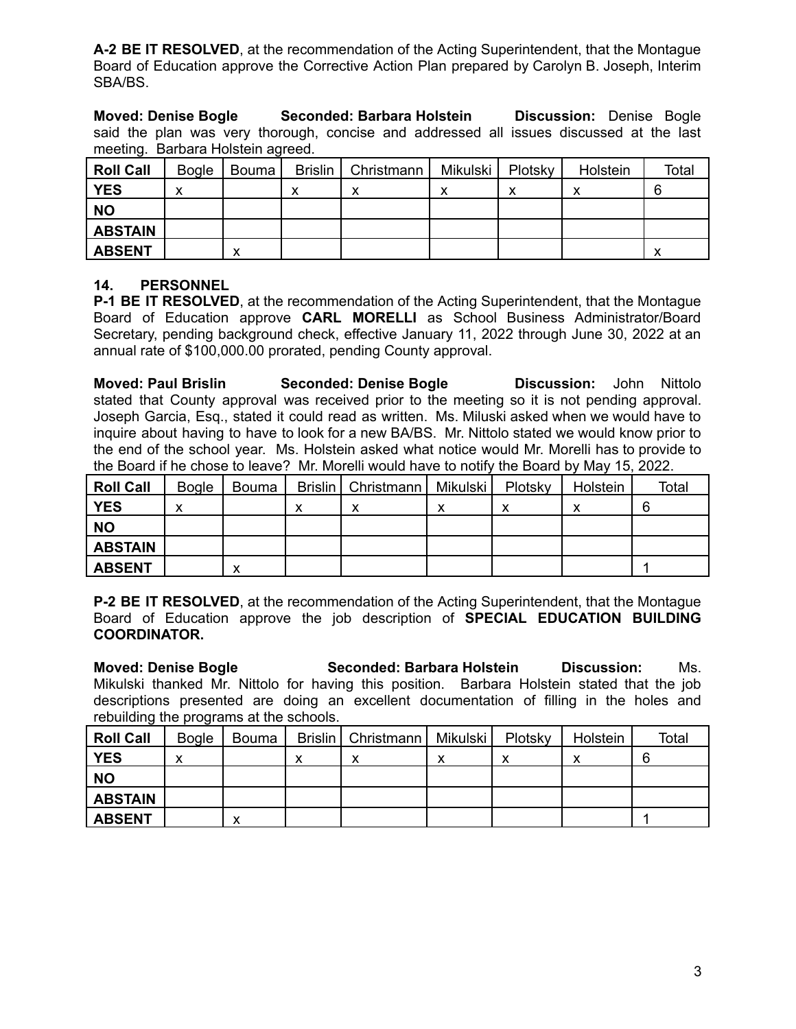**A-2 BE IT RESOLVED**, at the recommendation of the Acting Superintendent, that the Montague Board of Education approve the Corrective Action Plan prepared by Carolyn B. Joseph, Interim SBA/BS.

**Moved: Denise Bogle** **Seconded: Barbara Holstein** **Discussion:** Denise Bogle said the plan was very thorough, concise and addressed all issues discussed at the last meeting. Barbara Holstein agreed.

| Roll Call | Bogle | Bouma | Brislin | Christmann | Mikulski | Plotsky | Holstein | Total |
|---|---|---|---|---|---|---|---|---|
| **YES** | x | | x | x | x | x | x | 6 |
| **NO** | | | | | | | | |
| **ABSTAIN** | | | | | | | | |
| **ABSENT** | | x | | | | | | x |

## 14. PERSONNEL

**P-1 BE IT RESOLVED**, at the recommendation of the Acting Superintendent, that the Montague Board of Education approve **CARL MORELLI** as School Business Administrator/Board Secretary, pending background check, effective January 11, 2022 through June 30, 2022 at an annual rate of $100,000.00 prorated, pending County approval.

**Moved: Paul Brislin** **Seconded: Denise Bogle** **Discussion:** John Nittolo stated that County approval was received prior to the meeting so it is not pending approval. Joseph Garcia, Esq., stated it could read as written. Ms. Miluski asked when we would have to inquire about having to have to look for a new BA/BS. Mr. Nittolo stated we would know prior to the end of the school year. Ms. Holstein asked what notice would Mr. Morelli has to provide to the Board if he chose to leave? Mr. Morelli would have to notify the Board by May 15, 2022.

| Roll Call | Bogle | Bouma | Brislin | Christmann | Mikulski | Plotsky | Holstein | Total |
|---|---|---|---|---|---|---|---|---|
| **YES** | x | | x | x | x | x | x | 6 |
| **NO** | | | | | | | | |
| **ABSTAIN** | | | | | | | | |
| **ABSENT** | | x | | | | | | 1 |

**P-2 BE IT RESOLVED**, at the recommendation of the Acting Superintendent, that the Montague Board of Education approve the job description of **SPECIAL EDUCATION BUILDING COORDINATOR.**

**Moved: Denise Bogle** **Seconded: Barbara Holstein** **Discussion:** Ms. Mikulski thanked Mr. Nittolo for having this position. Barbara Holstein stated that the job descriptions presented are doing an excellent documentation of filling in the holes and rebuilding the programs at the schools.

| Roll Call | Bogle | Bouma | Brislin | Christmann | Mikulski | Plotsky | Holstein | Total |
|---|---|---|---|---|---|---|---|---|
| **YES** | x | | x | x | x | x | x | 6 |
| **NO** | | | | | | | | |
| **ABSTAIN** | | | | | | | | |
| **ABSENT** | | x | | | | | | 1 |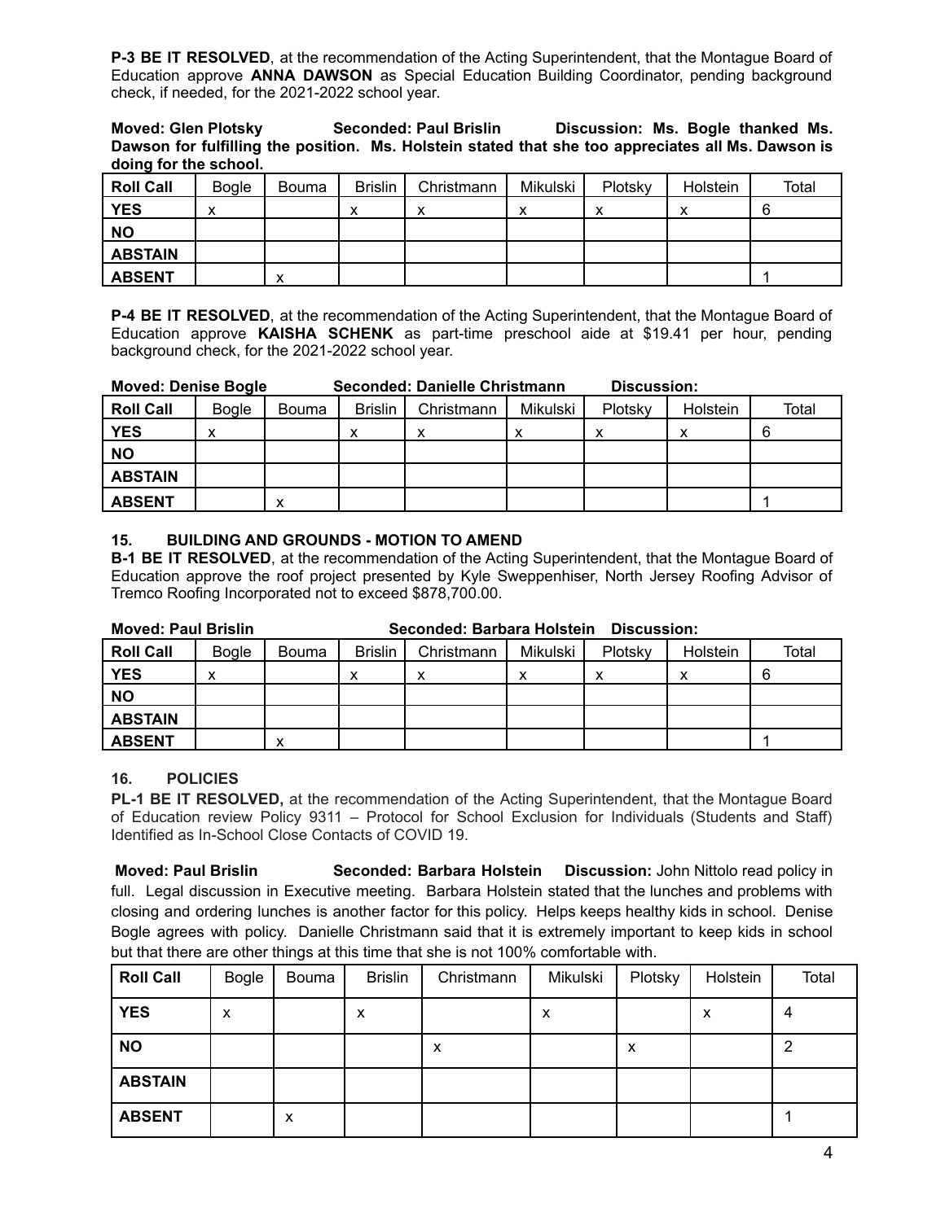**P-3 BE IT RESOLVED**, at the recommendation of the Acting Superintendent, that the Montague Board of Education approve **ANNA DAWSON** as Special Education Building Coordinator, pending background check, if needed, for the 2021-2022 school year.

**Moved: Glen Plotsky Seconded: Paul Brislin Discussion: Ms. Bogle thanked Ms. Dawson for fulfilling the position. Ms. Holstein stated that she too appreciates all Ms. Dawson is doing for the school.**

| Roll Call | Bogle | Bouma | Brislin | Christmann | Mikulski | Plotsky | Holstein | Total |
|---|---|---|---|---|---|---|---|---|
| YES | x | | x | x | x | x | x | 6 |
| NO | | | | | | | | |
| ABSTAIN | | | | | | | | |
| ABSENT | | x | | | | | | 1 |

**P-4 BE IT RESOLVED**, at the recommendation of the Acting Superintendent, that the Montague Board of Education approve **KAISHA SCHENK** as part-time preschool aide at $19.41 per hour, pending background check, for the 2021-2022 school year.

**Moved: Denise Bogle Seconded: Danielle Christmann Discussion:**

| Roll Call | Bogle | Bouma | Brislin | Christmann | Mikulski | Plotsky | Holstein | Total |
|---|---|---|---|---|---|---|---|---|
| YES | x | | x | x | x | x | x | 6 |
| NO | | | | | | | | |
| ABSTAIN | | | | | | | | |
| ABSENT | | x | | | | | | 1 |

### 15. BUILDING AND GROUNDS - MOTION TO AMEND

**B-1 BE IT RESOLVED**, at the recommendation of the Acting Superintendent, that the Montague Board of Education approve the roof project presented by Kyle Sweppenhiser, North Jersey Roofing Advisor of Tremco Roofing Incorporated not to exceed $878,700.00.

**Moved: Paul Brislin Seconded: Barbara Holstein Discussion:**

| Roll Call | Bogle | Bouma | Brislin | Christmann | Mikulski | Plotsky | Holstein | Total |
|---|---|---|---|---|---|---|---|---|
| YES | x | | x | x | x | x | x | 6 |
| NO | | | | | | | | |
| ABSTAIN | | | | | | | | |
| ABSENT | | x | | | | | | 1 |

### 16. POLICIES

**PL-1 BE IT RESOLVED,** at the recommendation of the Acting Superintendent, that the Montague Board of Education review Policy 9311 – Protocol for School Exclusion for Individuals (Students and Staff) Identified as In-School Close Contacts of COVID 19.

**Moved: Paul Brislin Seconded: Barbara Holstein Discussion:** John Nittolo read policy in full. Legal discussion in Executive meeting. Barbara Holstein stated that the lunches and problems with closing and ordering lunches is another factor for this policy. Helps keeps healthy kids in school. Denise Bogle agrees with policy. Danielle Christmann said that it is extremely important to keep kids in school but that there are other things at this time that she is not 100% comfortable with.

| Roll Call | Bogle | Bouma | Brislin | Christmann | Mikulski | Plotsky | Holstein | Total |
|---|---|---|---|---|---|---|---|---|
| YES | x | | x | | x | | x | 4 |
| NO | | | | x | | x | | 2 |
| ABSTAIN | | | | | | | | |
| ABSENT | | x | | | | | | 1 |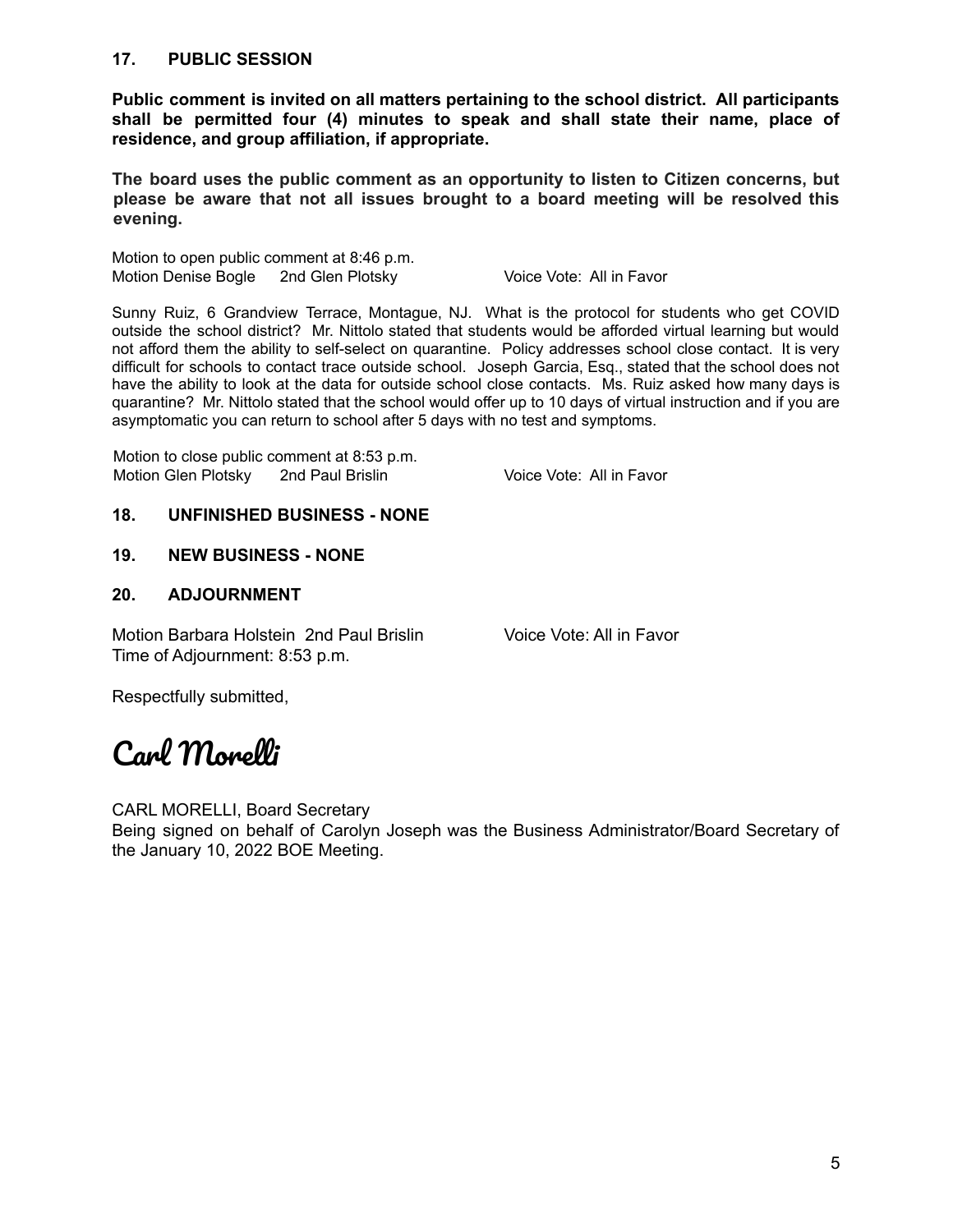## 17. PUBLIC SESSION

**Public comment is invited on all matters pertaining to the school district. All participants shall be permitted four (4) minutes to speak and shall state their name, place of residence, and group affiliation, if appropriate.**

**The board uses the public comment as an opportunity to listen to Citizen concerns, but please be aware that not all issues brought to a board meeting will be resolved this evening.**

Motion to open public comment at 8:46 p.m.
Motion Denise Bogle 2nd Glen Plotsky Voice Vote: All in Favor

Sunny Ruiz, 6 Grandview Terrace, Montague, NJ. What is the protocol for students who get COVID outside the school district? Mr. Nittolo stated that students would be afforded virtual learning but would not afford them the ability to self-select on quarantine. Policy addresses school close contact. It is very difficult for schools to contact trace outside school. Joseph Garcia, Esq., stated that the school does not have the ability to look at the data for outside school close contacts. Ms. Ruiz asked how many days is quarantine? Mr. Nittolo stated that the school would offer up to 10 days of virtual instruction and if you are asymptomatic you can return to school after 5 days with no test and symptoms.

Motion to close public comment at 8:53 p.m.
Motion Glen Plotsky 2nd Paul Brislin Voice Vote: All in Favor

## 18. UNFINISHED BUSINESS - NONE

## 19. NEW BUSINESS - NONE

## 20. ADJOURNMENT

Motion Barbara Holstein 2nd Paul Brislin Voice Vote: All in Favor
Time of Adjournment: 8:53 p.m.

Respectfully submitted,

Carl Morelli

CARL MORELLI, Board Secretary
Being signed on behalf of Carolyn Joseph was the Business Administrator/Board Secretary of the January 10, 2022 BOE Meeting.